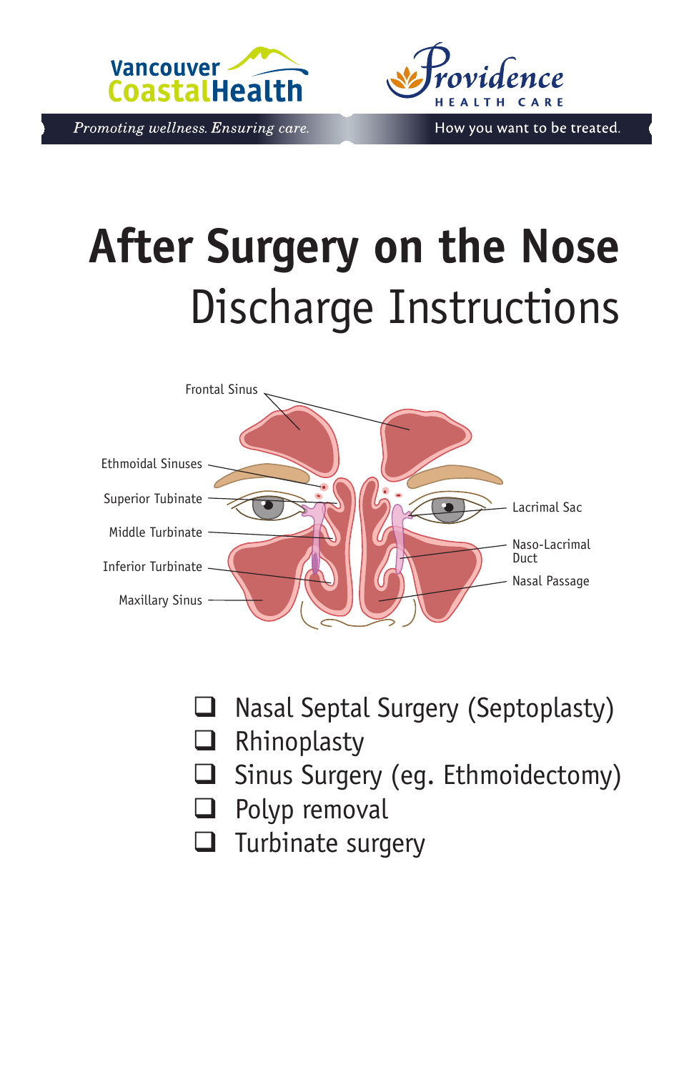Vancouver CoastalHealth

*Promoting wellness. Ensuring care.*

Providence HEALTH CARE

How you want to be treated.

# After Surgery on the Nose

## Discharge Instructions

Frontal Sinus

Ethmoidal Sinuses

Superior Tubinate

Middle Turbinate

Inferior Turbinate

Maxillary Sinus

Lacrimal Sac

Naso-Lacrimal Duct

Nasal Passage

- ❑ Nasal Septal Surgery (Septoplasty)
- ❑ Rhinoplasty
- ❑ Sinus Surgery (eg. Ethmoidectomy)
- ❑ Polyp removal
- ❑ Turbinate surgery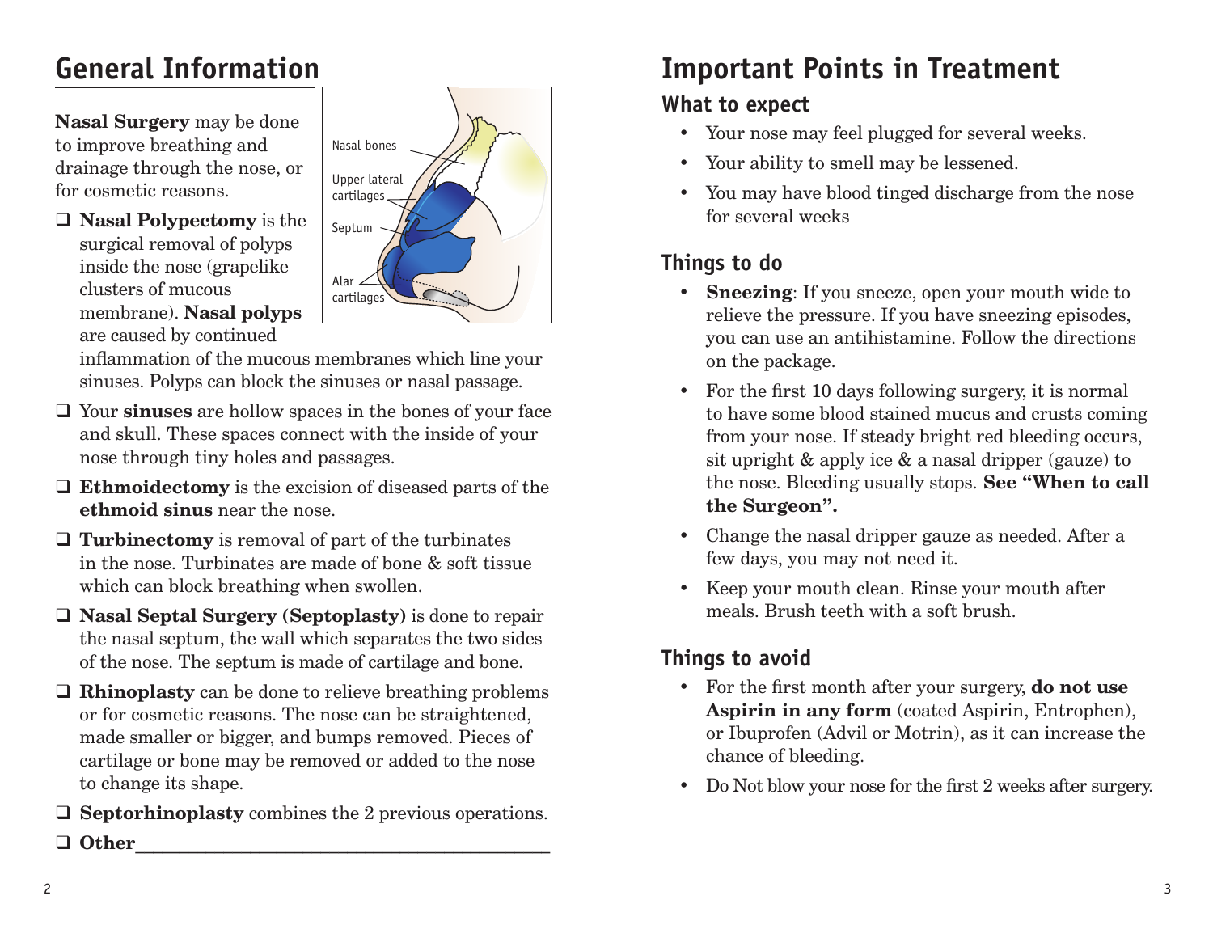## General Information

**Nasal Surgery** may be done to improve breathing and drainage through the nose, or for cosmetic reasons.

Nasal bones

Upper lateral cartilages

Septum

Alar cartilages

- ❑ **Nasal Polypectomy** is the surgical removal of polyps inside the nose (grapelike clusters of mucous membrane). **Nasal polyps** are caused by continued inflammation of the mucous membranes which line your sinuses. Polyps can block the sinuses or nasal passage.
- ❑ Your **sinuses** are hollow spaces in the bones of your face and skull. These spaces connect with the inside of your nose through tiny holes and passages.
- ❑ **Ethmoidectomy** is the excision of diseased parts of the **ethmoid sinus** near the nose.
- ❑ **Turbinectomy** is removal of part of the turbinates in the nose. Turbinates are made of bone & soft tissue which can block breathing when swollen.
- ❑ **Nasal Septal Surgery (Septoplasty)** is done to repair the nasal septum, the wall which separates the two sides of the nose. The septum is made of cartilage and bone.
- ❑ **Rhinoplasty** can be done to relieve breathing problems or for cosmetic reasons. The nose can be straightened, made smaller or bigger, and bumps removed. Pieces of cartilage or bone may be removed or added to the nose to change its shape.
- ❑ **Septorhinoplasty** combines the 2 previous operations.
- ❑ **Other**\_\_\_\_\_\_\_\_\_\_\_\_\_\_\_\_\_\_\_\_\_\_\_\_\_\_\_\_\_\_\_\_\_\_\_\_\_\_\_\_

## Important Points in Treatment

### What to expect

- Your nose may feel plugged for several weeks.
- Your ability to smell may be lessened.
- You may have blood tinged discharge from the nose for several weeks

### Things to do

- **Sneezing**: If you sneeze, open your mouth wide to relieve the pressure. If you have sneezing episodes, you can use an antihistamine. Follow the directions on the package.
- For the first 10 days following surgery, it is normal to have some blood stained mucus and crusts coming from your nose. If steady bright red bleeding occurs, sit upright & apply ice & a nasal dripper (gauze) to the nose. Bleeding usually stops. **See "When to call the Surgeon".**
- Change the nasal dripper gauze as needed. After a few days, you may not need it.
- Keep your mouth clean. Rinse your mouth after meals. Brush teeth with a soft brush.

### Things to avoid

- For the first month after your surgery, **do not use Aspirin in any form** (coated Aspirin, Entrophen), or Ibuprofen (Advil or Motrin), as it can increase the chance of bleeding.
- Do Not blow your nose for the first 2 weeks after surgery.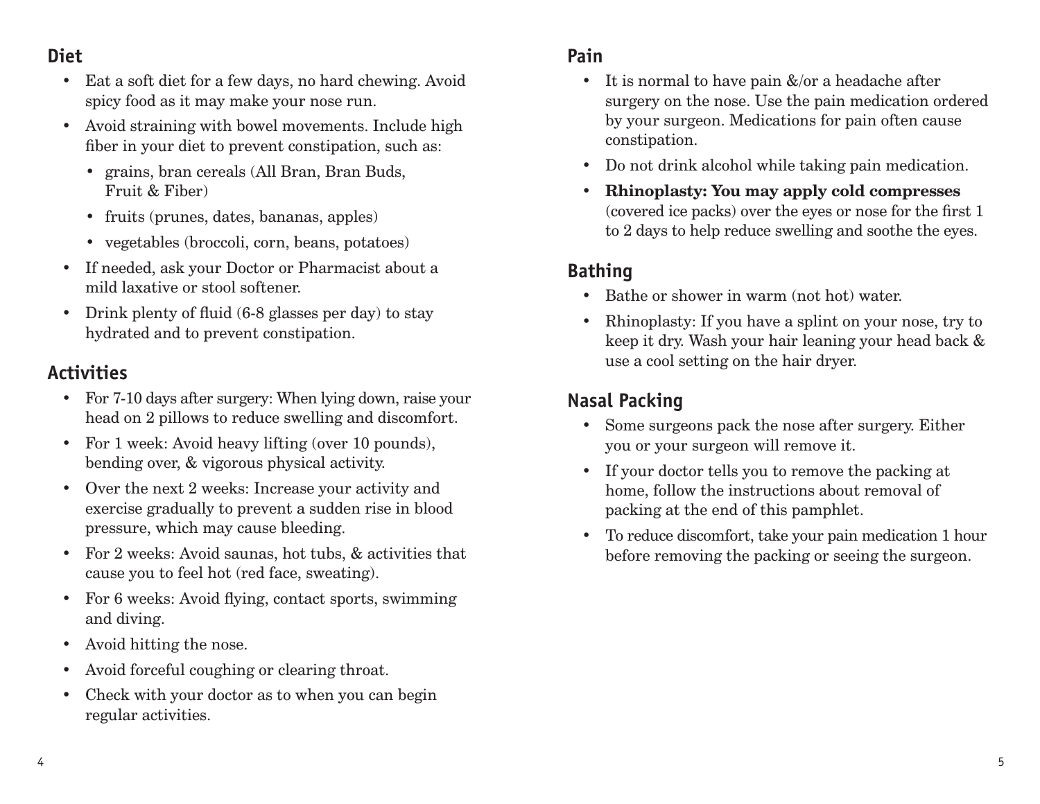## Diet

- Eat a soft diet for a few days, no hard chewing. Avoid spicy food as it may make your nose run.
- Avoid straining with bowel movements. Include high fiber in your diet to prevent constipation, such as:
  - grains, bran cereals (All Bran, Bran Buds, Fruit & Fiber)
  - fruits (prunes, dates, bananas, apples)
  - vegetables (broccoli, corn, beans, potatoes)
- If needed, ask your Doctor or Pharmacist about a mild laxative or stool softener.
- Drink plenty of fluid (6-8 glasses per day) to stay hydrated and to prevent constipation.

## Activities

- For 7-10 days after surgery: When lying down, raise your head on 2 pillows to reduce swelling and discomfort.
- For 1 week: Avoid heavy lifting (over 10 pounds), bending over, & vigorous physical activity.
- Over the next 2 weeks: Increase your activity and exercise gradually to prevent a sudden rise in blood pressure, which may cause bleeding.
- For 2 weeks: Avoid saunas, hot tubs, & activities that cause you to feel hot (red face, sweating).
- For 6 weeks: Avoid flying, contact sports, swimming and diving.
- Avoid hitting the nose.
- Avoid forceful coughing or clearing throat.
- Check with your doctor as to when you can begin regular activities.

## Pain

- It is normal to have pain &/or a headache after surgery on the nose. Use the pain medication ordered by your surgeon. Medications for pain often cause constipation.
- Do not drink alcohol while taking pain medication.
- **Rhinoplasty: You may apply cold compresses** (covered ice packs) over the eyes or nose for the first 1 to 2 days to help reduce swelling and soothe the eyes.

## Bathing

- Bathe or shower in warm (not hot) water.
- Rhinoplasty: If you have a splint on your nose, try to keep it dry. Wash your hair leaning your head back & use a cool setting on the hair dryer.

## Nasal Packing

- Some surgeons pack the nose after surgery. Either you or your surgeon will remove it.
- If your doctor tells you to remove the packing at home, follow the instructions about removal of packing at the end of this pamphlet.
- To reduce discomfort, take your pain medication 1 hour before removing the packing or seeing the surgeon.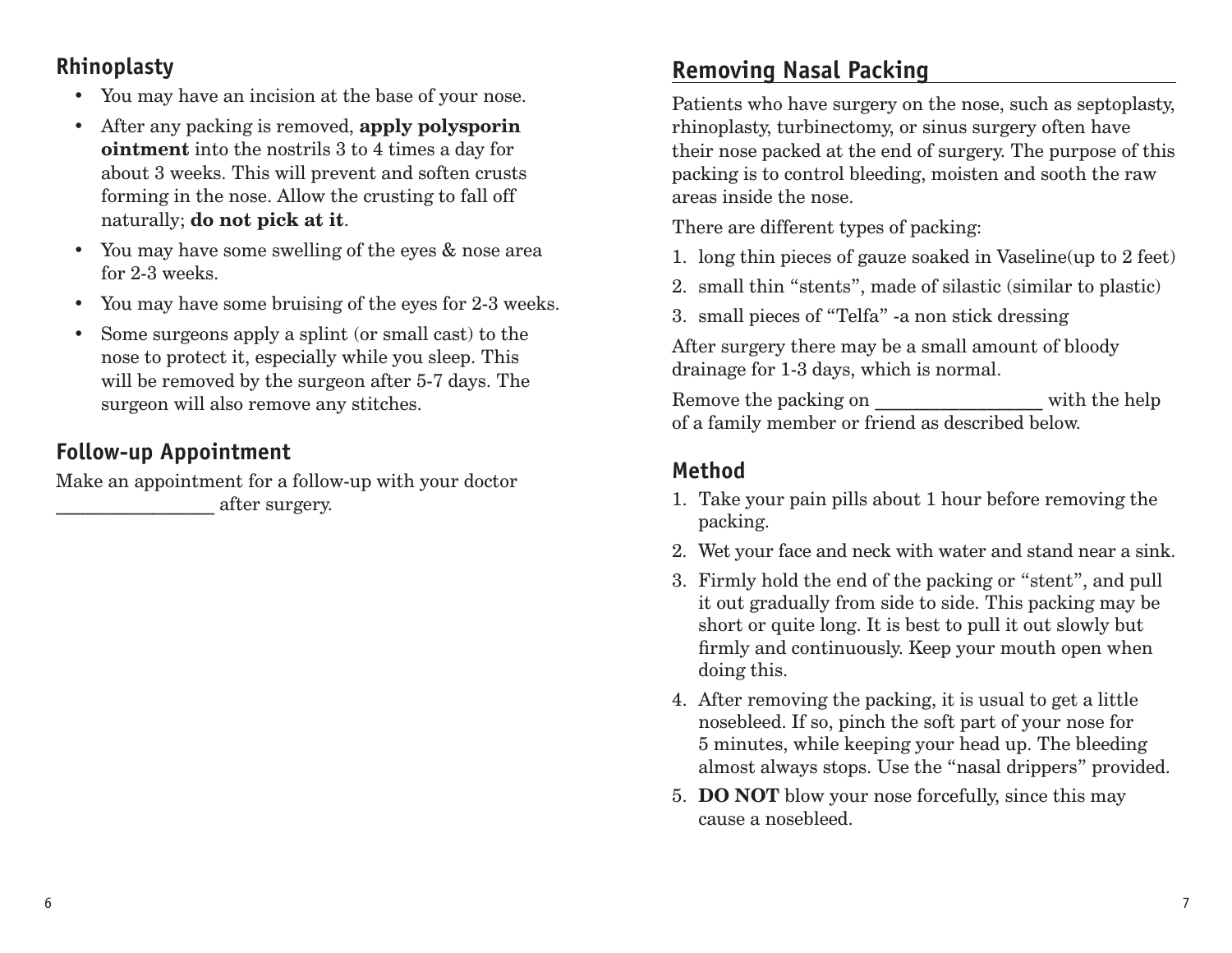## Rhinoplasty

- You may have an incision at the base of your nose.
- After any packing is removed, **apply polysporin ointment** into the nostrils 3 to 4 times a day for about 3 weeks. This will prevent and soften crusts forming in the nose. Allow the crusting to fall off naturally; **do not pick at it**.
- You may have some swelling of the eyes & nose area for 2-3 weeks.
- You may have some bruising of the eyes for 2-3 weeks.
- Some surgeons apply a splint (or small cast) to the nose to protect it, especially while you sleep. This will be removed by the surgeon after 5-7 days. The surgeon will also remove any stitches.

## Follow-up Appointment

Make an appointment for a follow-up with your doctor ________________ after surgery.

## Removing Nasal Packing

Patients who have surgery on the nose, such as septoplasty, rhinoplasty, turbinectomy, or sinus surgery often have their nose packed at the end of surgery. The purpose of this packing is to control bleeding, moisten and sooth the raw areas inside the nose.

There are different types of packing:

1. long thin pieces of gauze soaked in Vaseline(up to 2 feet)
2. small thin "stents", made of silastic (similar to plastic)
3. small pieces of "Telfa" -a non stick dressing

After surgery there may be a small amount of bloody drainage for 1-3 days, which is normal.

Remove the packing on _________________ with the help of a family member or friend as described below.

### Method

1. Take your pain pills about 1 hour before removing the packing.
2. Wet your face and neck with water and stand near a sink.
3. Firmly hold the end of the packing or "stent", and pull it out gradually from side to side. This packing may be short or quite long. It is best to pull it out slowly but firmly and continuously. Keep your mouth open when doing this.
4. After removing the packing, it is usual to get a little nosebleed. If so, pinch the soft part of your nose for 5 minutes, while keeping your head up. The bleeding almost always stops. Use the "nasal drippers" provided.
5. **DO NOT** blow your nose forcefully, since this may cause a nosebleed.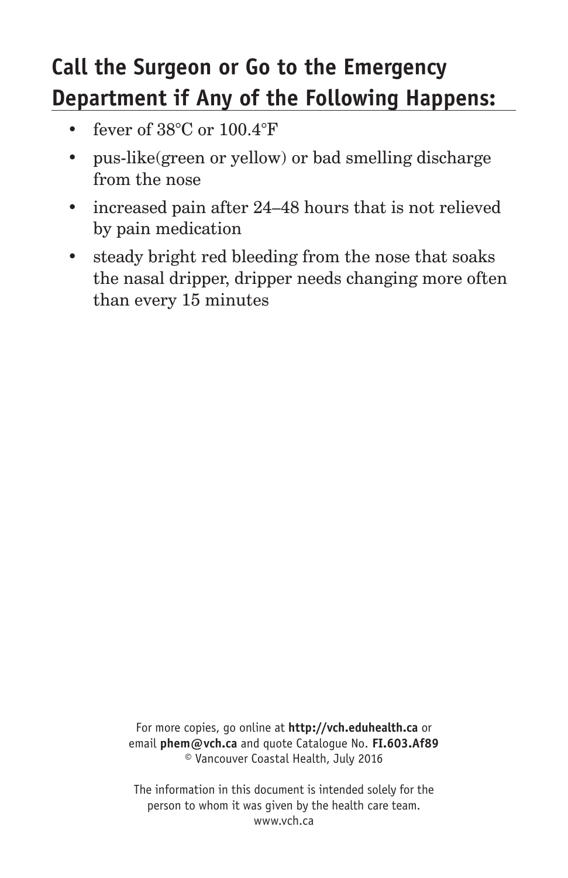## Call the Surgeon or Go to the Emergency Department if Any of the Following Happens:

- fever of 38°C or 100.4°F
- pus-like(green or yellow) or bad smelling discharge from the nose
- increased pain after 24–48 hours that is not relieved by pain medication
- steady bright red bleeding from the nose that soaks the nasal dripper, dripper needs changing more often than every 15 minutes

For more copies, go online at **http://vch.eduhealth.ca** or email **phem@vch.ca** and quote Catalogue No. **FI.603.Af89**
© Vancouver Coastal Health, July 2016

The information in this document is intended solely for the person to whom it was given by the health care team.
www.vch.ca